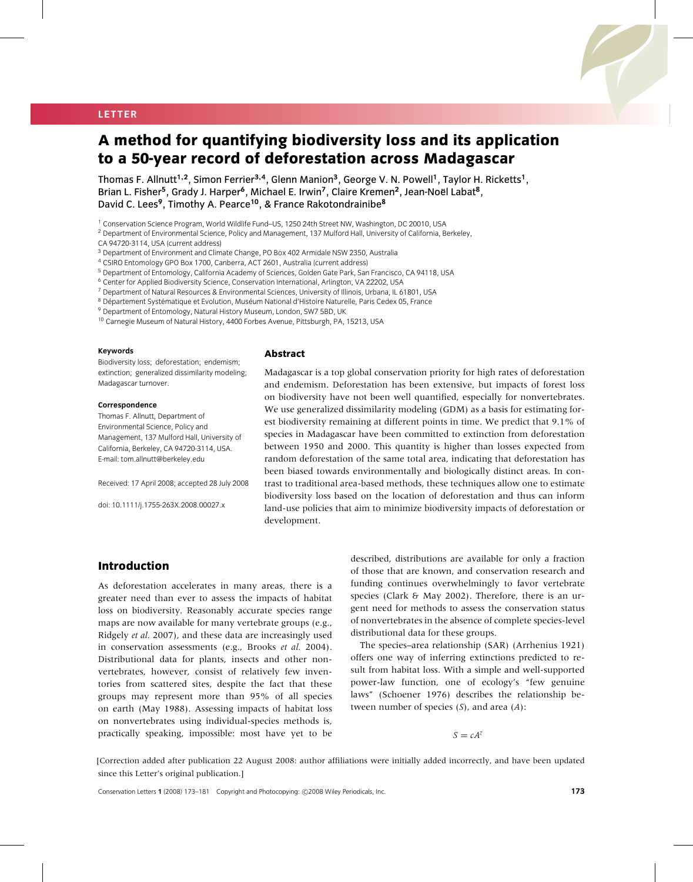LETTER

# A method for quantifying biodiversity loss and its application to a 50-year record of deforestation across Madagascar

Thomas F. Allnutt[1,2], Simon Ferrier[3,4], Glenn Manion[3], George V. N. Powell[1], Taylor H. Ricketts[1], Brian L. Fisher[5], Grady J. Harper[6], Michael E. Irwin[7], Claire Kremen[2], Jean-Noël Labat[8], David C. Lees[9], Timothy A. Pearce[10], & France Rakotondrainibe[8]

[1] Conservation Science Program, World Wildlife Fund–US, 1250 24th Street NW, Washington, DC 20010, USA
[2] Department of Environmental Science, Policy and Management, 137 Mulford Hall, University of California, Berkeley, CA 94720-3114, USA (current address)
[3] Department of Environment and Climate Change, PO Box 402 Armidale NSW 2350, Australia
[4] CSIRO Entomology GPO Box 1700, Canberra, ACT 2601, Australia (current address)
[5] Department of Entomology, California Academy of Sciences, Golden Gate Park, San Francisco, CA 94118, USA
[6] Center for Applied Biodiversity Science, Conservation International, Arlington, VA 22202, USA
[7] Department of Natural Resources & Environmental Sciences, University of Illinois, Urbana, IL 61801, USA
[8] Département Systématique et Evolution, Muséum National d'Histoire Naturelle, Paris Cedex 05, France
[9] Department of Entomology, Natural History Museum, London, SW7 5BD, UK
[10] Carnegie Museum of Natural History, 4400 Forbes Avenue, Pittsburgh, PA, 15213, USA

**Keywords**
Biodiversity loss; deforestation; endemism; extinction; generalized dissimilarity modeling; Madagascar turnover.

**Correspondence**
Thomas F. Allnutt, Department of Environmental Science, Policy and Management, 137 Mulford Hall, University of California, Berkeley, CA 94720-3114, USA.
E-mail: tom.allnutt@berkeley.edu

Received: 17 April 2008; accepted 28 July 2008

doi: 10.1111/j.1755-263X.2008.00027.x

## Abstract

Madagascar is a top global conservation priority for high rates of deforestation and endemism. Deforestation has been extensive, but impacts of forest loss on biodiversity have not been well quantified, especially for nonvertebrates. We use generalized dissimilarity modeling (GDM) as a basis for estimating forest biodiversity remaining at different points in time. We predict that 9.1% of species in Madagascar have been committed to extinction from deforestation between 1950 and 2000. This quantity is higher than losses expected from random deforestation of the same total area, indicating that deforestation has been biased towards environmentally and biologically distinct areas. In contrast to traditional area-based methods, these techniques allow one to estimate biodiversity loss based on the location of deforestation and thus can inform land-use policies that aim to minimize biodiversity impacts of deforestation or development.

## Introduction

As deforestation accelerates in many areas, there is a greater need than ever to assess the impacts of habitat loss on biodiversity. Reasonably accurate species range maps are now available for many vertebrate groups (e.g., Ridgely *et al.* 2007), and these data are increasingly used in conservation assessments (e.g., Brooks *et al.* 2004). Distributional data for plants, insects and other nonvertebrates, however, consist of relatively few inventories from scattered sites, despite the fact that these groups may represent more than 95% of all species on earth (May 1988). Assessing impacts of habitat loss on nonvertebrates using individual-species methods is, practically speaking, impossible: most have yet to be described, distributions are available for only a fraction of those that are known, and conservation research and funding continues overwhelmingly to favor vertebrate species (Clark & May 2002). Therefore, there is an urgent need for methods to assess the conservation status of nonvertebrates in the absence of complete species-level distributional data for these groups.

The species–area relationship (SAR) (Arrhenius 1921) offers one way of inferring extinctions predicted to result from habitat loss. With a simple and well-supported power-law function, one of ecology's "few genuine laws" (Schoener 1976) describes the relationship between number of species ($S$), and area ($A$):

$$S = cA^z$$

[Correction added after publication 22 August 2008: author affiliations were initially added incorrectly, and have been updated since this Letter's original publication.]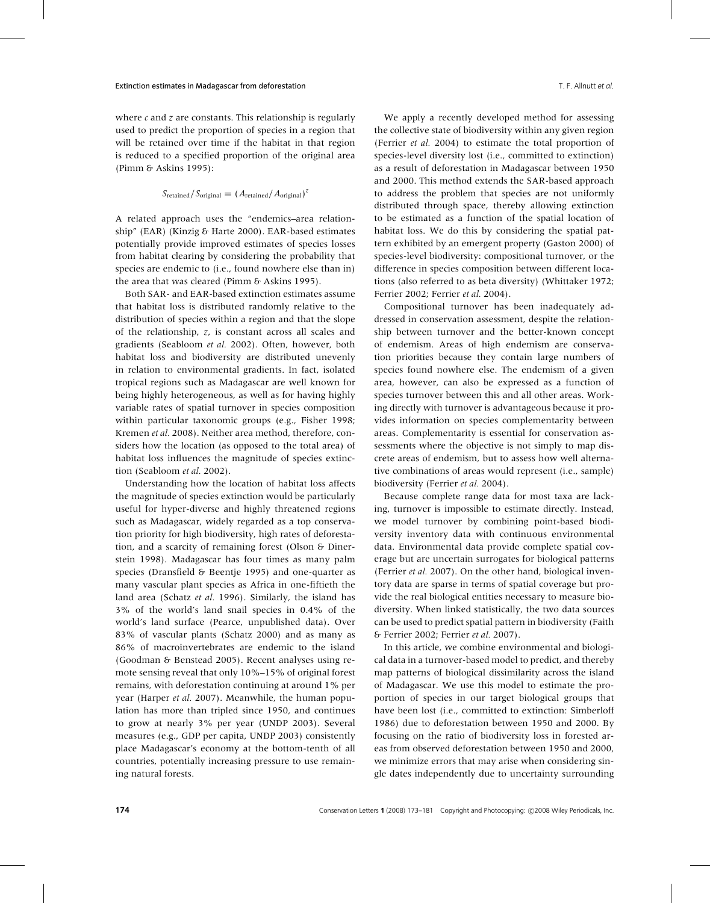where $c$ and $z$ are constants. This relationship is regularly used to predict the proportion of species in a region that will be retained over time if the habitat in that region is reduced to a specified proportion of the original area (Pimm & Askins 1995):

$$S_{\text{retained}}/S_{\text{original}} = (A_{\text{retained}}/A_{\text{original}})^{z}$$

A related approach uses the "endemics–area relationship" (EAR) (Kinzig & Harte 2000). EAR-based estimates potentially provide improved estimates of species losses from habitat clearing by considering the probability that species are endemic to (i.e., found nowhere else than in) the area that was cleared (Pimm & Askins 1995).

Both SAR- and EAR-based extinction estimates assume that habitat loss is distributed randomly relative to the distribution of species within a region and that the slope of the relationship, $z$, is constant across all scales and gradients (Seabloom *et al.* 2002). Often, however, both habitat loss and biodiversity are distributed unevenly in relation to environmental gradients. In fact, isolated tropical regions such as Madagascar are well known for being highly heterogeneous, as well as for having highly variable rates of spatial turnover in species composition within particular taxonomic groups (e.g., Fisher 1998; Kremen *et al.* 2008). Neither area method, therefore, considers how the location (as opposed to the total area) of habitat loss influences the magnitude of species extinction (Seabloom *et al.* 2002).

Understanding how the location of habitat loss affects the magnitude of species extinction would be particularly useful for hyper-diverse and highly threatened regions such as Madagascar, widely regarded as a top conservation priority for high biodiversity, high rates of deforestation, and a scarcity of remaining forest (Olson & Dinerstein 1998). Madagascar has four times as many palm species (Dransfield & Beentje 1995) and one-quarter as many vascular plant species as Africa in one-fiftieth the land area (Schatz *et al.* 1996). Similarly, the island has 3% of the world's land snail species in 0.4% of the world's land surface (Pearce, unpublished data). Over 83% of vascular plants (Schatz 2000) and as many as 86% of macroinvertebrates are endemic to the island (Goodman & Benstead 2005). Recent analyses using remote sensing reveal that only 10%–15% of original forest remains, with deforestation continuing at around 1% per year (Harper *et al.* 2007). Meanwhile, the human population has more than tripled since 1950, and continues to grow at nearly 3% per year (UNDP 2003). Several measures (e.g., GDP per capita, UNDP 2003) consistently place Madagascar's economy at the bottom-tenth of all countries, potentially increasing pressure to use remaining natural forests.

We apply a recently developed method for assessing the collective state of biodiversity within any given region (Ferrier *et al.* 2004) to estimate the total proportion of species-level diversity lost (i.e., committed to extinction) as a result of deforestation in Madagascar between 1950 and 2000. This method extends the SAR-based approach to address the problem that species are not uniformly distributed through space, thereby allowing extinction to be estimated as a function of the spatial location of habitat loss. We do this by considering the spatial pattern exhibited by an emergent property (Gaston 2000) of species-level biodiversity: compositional turnover, or the difference in species composition between different locations (also referred to as beta diversity) (Whittaker 1972; Ferrier 2002; Ferrier *et al.* 2004).

Compositional turnover has been inadequately addressed in conservation assessment, despite the relationship between turnover and the better-known concept of endemism. Areas of high endemism are conservation priorities because they contain large numbers of species found nowhere else. The endemism of a given area, however, can also be expressed as a function of species turnover between this and all other areas. Working directly with turnover is advantageous because it provides information on species complementarity between areas. Complementarity is essential for conservation assessments where the objective is not simply to map discrete areas of endemism, but to assess how well alternative combinations of areas would represent (i.e., sample) biodiversity (Ferrier *et al.* 2004).

Because complete range data for most taxa are lacking, turnover is impossible to estimate directly. Instead, we model turnover by combining point-based biodiversity inventory data with continuous environmental data. Environmental data provide complete spatial coverage but are uncertain surrogates for biological patterns (Ferrier *et al.* 2007). On the other hand, biological inventory data are sparse in terms of spatial coverage but provide the real biological entities necessary to measure biodiversity. When linked statistically, the two data sources can be used to predict spatial pattern in biodiversity (Faith & Ferrier 2002; Ferrier *et al.* 2007).

In this article, we combine environmental and biological data in a turnover-based model to predict, and thereby map patterns of biological dissimilarity across the island of Madagascar. We use this model to estimate the proportion of species in our target biological groups that have been lost (i.e., committed to extinction: Simberloff 1986) due to deforestation between 1950 and 2000. By focusing on the ratio of biodiversity loss in forested areas from observed deforestation between 1950 and 2000, we minimize errors that may arise when considering single dates independently due to uncertainty surrounding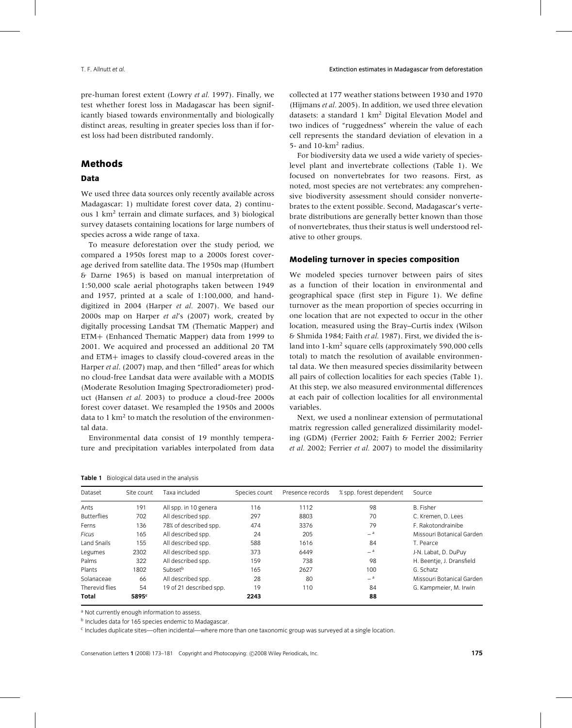pre-human forest extent (Lowry *et al.* 1997). Finally, we test whether forest loss in Madagascar has been significantly biased towards environmentally and biologically distinct areas, resulting in greater species loss than if forest loss had been distributed randomly.

## Methods

### Data

We used three data sources only recently available across Madagascar: 1) multidate forest cover data, 2) continuous 1 km$^2$ terrain and climate surfaces, and 3) biological survey datasets containing locations for large numbers of species across a wide range of taxa.

To measure deforestation over the study period, we compared a 1950s forest map to a 2000s forest coverage derived from satellite data. The 1950s map (Humbert & Darne 1965) is based on manual interpretation of 1:50,000 scale aerial photographs taken between 1949 and 1957, printed at a scale of 1:100,000, and hand-digitized in 2004 (Harper *et al.* 2007). We based our 2000s map on Harper *et al*'s (2007) work, created by digitally processing Landsat TM (Thematic Mapper) and ETM+ (Enhanced Thematic Mapper) data from 1999 to 2001. We acquired and processed an additional 20 TM and ETM+ images to classify cloud-covered areas in the Harper *et al.* (2007) map, and then "filled" areas for which no cloud-free Landsat data were available with a MODIS (Moderate Resolution Imaging Spectroradiometer) product (Hansen *et al.* 2003) to produce a cloud-free 2000s forest cover dataset. We resampled the 1950s and 2000s data to 1 km$^2$ to match the resolution of the environmental data.

Environmental data consist of 19 monthly temperature and precipitation variables interpolated from data collected at 177 weather stations between 1930 and 1970 (Hijmans *et al.* 2005). In addition, we used three elevation datasets: a standard 1 km$^2$ Digital Elevation Model and two indices of "ruggedness" wherein the value of each cell represents the standard deviation of elevation in a 5- and 10-km$^2$ radius.

For biodiversity data we used a wide variety of species-level plant and invertebrate collections (Table 1). We focused on nonvertebrates for two reasons. First, as noted, most species are not vertebrates: any comprehensive biodiversity assessment should consider nonvertebrates to the extent possible. Second, Madagascar's vertebrate distributions are generally better known than those of nonvertebrates, thus their status is well understood relative to other groups.

### Modeling turnover in species composition

We modeled species turnover between pairs of sites as a function of their location in environmental and geographical space (first step in Figure 1). We define turnover as the mean proportion of species occurring in one location that are not expected to occur in the other location, measured using the Bray–Curtis index (Wilson & Shmida 1984; Faith *et al.* 1987). First, we divided the island into 1-km$^2$ square cells (approximately 590,000 cells total) to match the resolution of available environmental data. We then measured species dissimilarity between all pairs of collection localities for each species (Table 1). At this step, we also measured environmental differences at each pair of collection localities for all environmental variables.

Next, we used a nonlinear extension of permutational matrix regression called generalized dissimilarity modeling (GDM) (Ferrier 2002; Faith & Ferrier 2002; Ferrier *et al.* 2002; Ferrier *et al.* 2007) to model the dissimilarity

**Table 1** Biological data used in the analysis

| Dataset | Site count | Taxa included | Species count | Presence records | % spp. forest dependent | Source |
|---|---|---|---|---|---|---|
| Ants | 191 | All spp. in 10 genera | 116 | 1112 | 98 | B. Fisher |
| Butterflies | 702 | All described spp. | 297 | 8803 | 70 | C. Kremen, D. Lees |
| Ferns | 136 | 78% of described spp. | 474 | 3376 | 79 | F. Rakotondrainibe |
| *Ficus* | 165 | All described spp. | 24 | 205 | – [a] | Missouri Botanical Garden |
| Land Snails | 155 | All described spp. | 588 | 1616 | 84 | T. Pearce |
| Legumes | 2302 | All described spp. | 373 | 6449 | – [a] | J-N. Labat, D. DuPuy |
| Palms | 322 | All described spp. | 159 | 738 | 98 | H. Beentje, J. Dransfield |
| Plants | 1802 | Subset[b] | 165 | 2627 | 100 | G. Schatz |
| Solanaceae | 66 | All described spp. | 28 | 80 | – [a] | Missouri Botanical Garden |
| Therevid flies | 54 | 19 of 21 described spp. | 19 | 110 | 84 | G. Kampmeier, M. Irwin |
| **Total** | **5895**[c] | | **2243** | | **88** | |

[a] Not currently enough information to assess.

[b] Includes data for 165 species endemic to Madagascar.

[c] Includes duplicate sites—often incidental—where more than one taxonomic group was surveyed at a single location.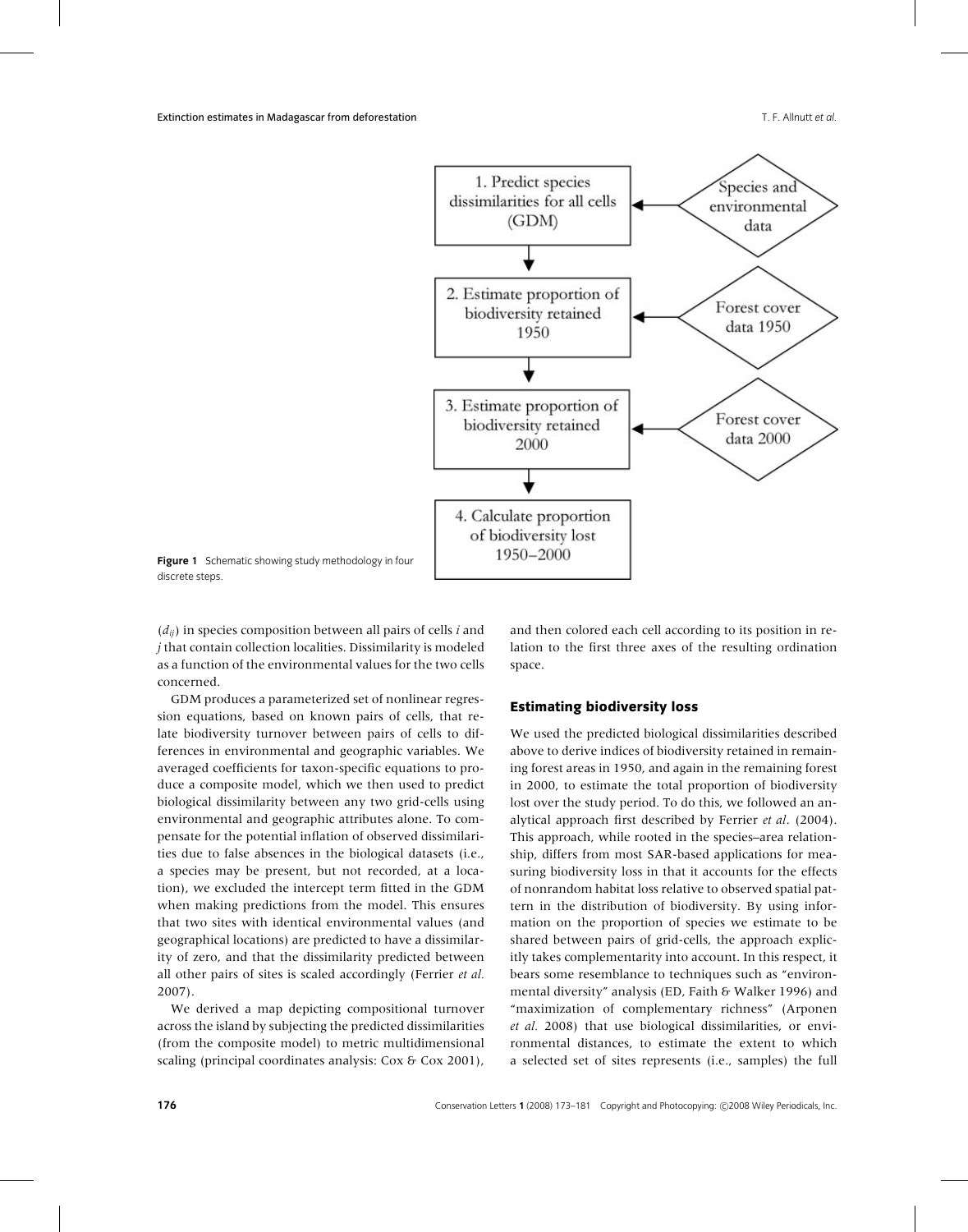1. Predict species dissimilarities for all cells (GDM)

Species and environmental data

2. Estimate proportion of biodiversity retained 1950

Forest cover data 1950

3. Estimate proportion of biodiversity retained 2000

Forest cover data 2000

4. Calculate proportion of biodiversity lost 1950–2000

**Figure 1** Schematic showing study methodology in four discrete steps.

($d_{ij}$) in species composition between all pairs of cells *i* and *j* that contain collection localities. Dissimilarity is modeled as a function of the environmental values for the two cells concerned.

GDM produces a parameterized set of nonlinear regression equations, based on known pairs of cells, that relate biodiversity turnover between pairs of cells to differences in environmental and geographic variables. We averaged coefficients for taxon-specific equations to produce a composite model, which we then used to predict biological dissimilarity between any two grid-cells using environmental and geographic attributes alone. To compensate for the potential inflation of observed dissimilarities due to false absences in the biological datasets (i.e., a species may be present, but not recorded, at a location), we excluded the intercept term fitted in the GDM when making predictions from the model. This ensures that two sites with identical environmental values (and geographical locations) are predicted to have a dissimilarity of zero, and that the dissimilarity predicted between all other pairs of sites is scaled accordingly (Ferrier *et al.* 2007).

We derived a map depicting compositional turnover across the island by subjecting the predicted dissimilarities (from the composite model) to metric multidimensional scaling (principal coordinates analysis: Cox & Cox 2001), and then colored each cell according to its position in relation to the first three axes of the resulting ordination space.

### Estimating biodiversity loss

We used the predicted biological dissimilarities described above to derive indices of biodiversity retained in remaining forest areas in 1950, and again in the remaining forest in 2000, to estimate the total proportion of biodiversity lost over the study period. To do this, we followed an analytical approach first described by Ferrier *et al*. (2004). This approach, while rooted in the species–area relationship, differs from most SAR-based applications for measuring biodiversity loss in that it accounts for the effects of nonrandom habitat loss relative to observed spatial pattern in the distribution of biodiversity. By using information on the proportion of species we estimate to be shared between pairs of grid-cells, the approach explicitly takes complementarity into account. In this respect, it bears some resemblance to techniques such as "environmental diversity" analysis (ED, Faith & Walker 1996) and "maximization of complementary richness" (Arponen *et al.* 2008) that use biological dissimilarities, or environmental distances, to estimate the extent to which a selected set of sites represents (i.e., samples) the full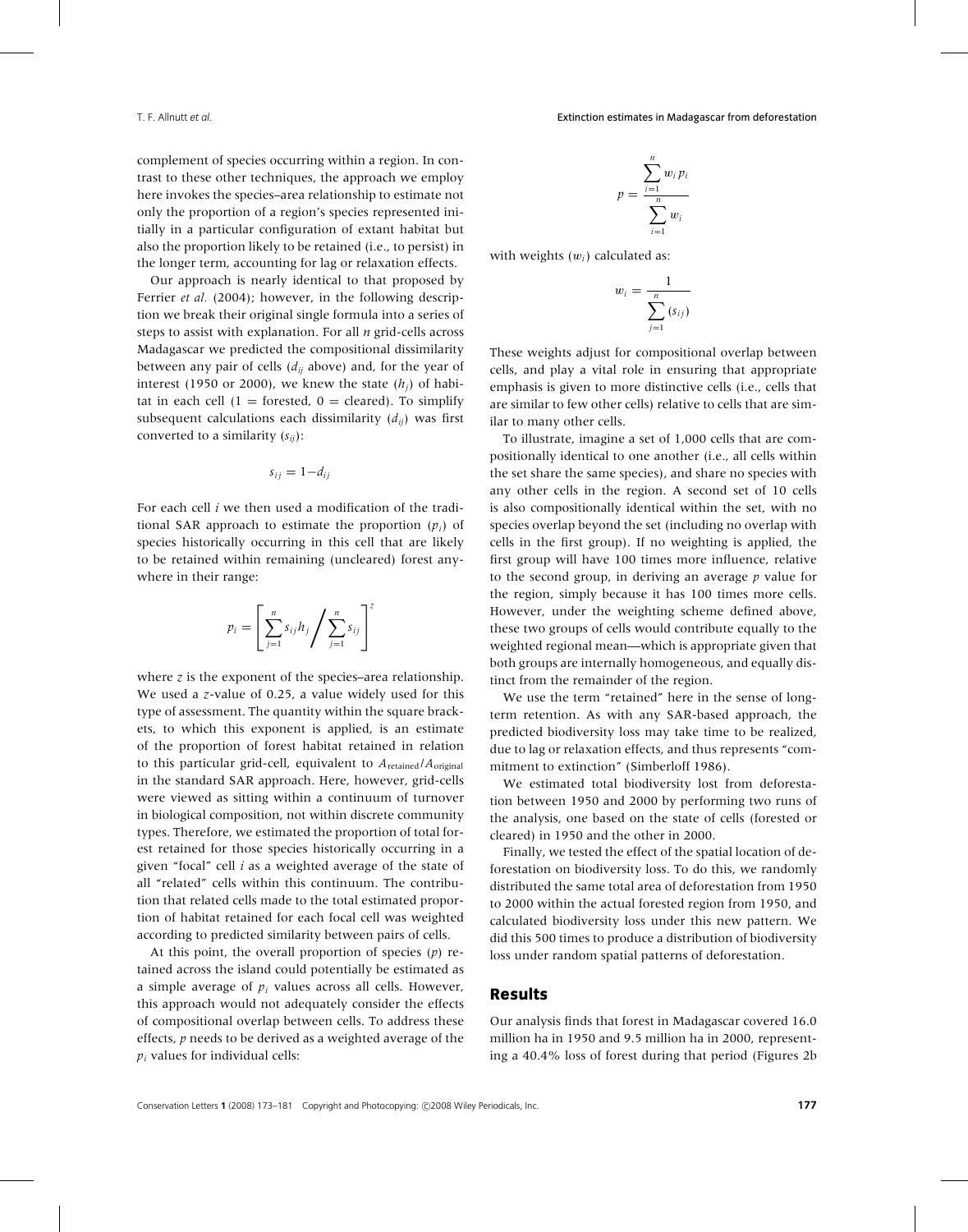complement of species occurring within a region. In contrast to these other techniques, the approach we employ here invokes the species–area relationship to estimate not only the proportion of a region's species represented initially in a particular configuration of extant habitat but also the proportion likely to be retained (i.e., to persist) in the longer term, accounting for lag or relaxation effects.

Our approach is nearly identical to that proposed by Ferrier *et al.* (2004); however, in the following description we break their original single formula into a series of steps to assist with explanation. For all $n$ grid-cells across Madagascar we predicted the compositional dissimilarity between any pair of cells ($d_{ij}$ above) and, for the year of interest (1950 or 2000), we knew the state ($h_j$) of habitat in each cell (1 = forested, 0 = cleared). To simplify subsequent calculations each dissimilarity ($d_{ij}$) was first converted to a similarity ($s_{ij}$):

$$s_{ij} = 1 - d_{ij}$$

For each cell $i$ we then used a modification of the traditional SAR approach to estimate the proportion ($p_i$) of species historically occurring in this cell that are likely to be retained within remaining (uncleared) forest anywhere in their range:

$$p_i = \left[ \sum_{j=1}^{n} s_{ij} h_j \bigg/ \sum_{j=1}^{n} s_{ij} \right]^z$$

where $z$ is the exponent of the species–area relationship. We used a $z$-value of 0.25, a value widely used for this type of assessment. The quantity within the square brackets, to which this exponent is applied, is an estimate of the proportion of forest habitat retained in relation to this particular grid-cell, equivalent to $A_{\text{retained}}/A_{\text{original}}$ in the standard SAR approach. Here, however, grid-cells were viewed as sitting within a continuum of turnover in biological composition, not within discrete community types. Therefore, we estimated the proportion of total forest retained for those species historically occurring in a given "focal" cell $i$ as a weighted average of the state of all "related" cells within this continuum. The contribution that related cells made to the total estimated proportion of habitat retained for each focal cell was weighted according to predicted similarity between pairs of cells.

At this point, the overall proportion of species ($p$) retained across the island could potentially be estimated as a simple average of $p_i$ values across all cells. However, this approach would not adequately consider the effects of compositional overlap between cells. To address these effects, $p$ needs to be derived as a weighted average of the $p_i$ values for individual cells:

$$p = \frac{\sum_{i=1}^{n} w_i p_i}{\sum_{i=1}^{n} w_i}$$

with weights ($w_i$) calculated as:

$$w_i = \frac{1}{\sum_{j=1}^{n} (s_{ij})}$$

These weights adjust for compositional overlap between cells, and play a vital role in ensuring that appropriate emphasis is given to more distinctive cells (i.e., cells that are similar to few other cells) relative to cells that are similar to many other cells.

To illustrate, imagine a set of 1,000 cells that are compositionally identical to one another (i.e., all cells within the set share the same species), and share no species with any other cells in the region. A second set of 10 cells is also compositionally identical within the set, with no species overlap beyond the set (including no overlap with cells in the first group). If no weighting is applied, the first group will have 100 times more influence, relative to the second group, in deriving an average $p$ value for the region, simply because it has 100 times more cells. However, under the weighting scheme defined above, these two groups of cells would contribute equally to the weighted regional mean—which is appropriate given that both groups are internally homogeneous, and equally distinct from the remainder of the region.

We use the term "retained" here in the sense of long-term retention. As with any SAR-based approach, the predicted biodiversity loss may take time to be realized, due to lag or relaxation effects, and thus represents "commitment to extinction" (Simberloff 1986).

We estimated total biodiversity lost from deforestation between 1950 and 2000 by performing two runs of the analysis, one based on the state of cells (forested or cleared) in 1950 and the other in 2000.

Finally, we tested the effect of the spatial location of deforestation on biodiversity loss. To do this, we randomly distributed the same total area of deforestation from 1950 to 2000 within the actual forested region from 1950, and calculated biodiversity loss under this new pattern. We did this 500 times to produce a distribution of biodiversity loss under random spatial patterns of deforestation.

## Results

Our analysis finds that forest in Madagascar covered 16.0 million ha in 1950 and 9.5 million ha in 2000, representing a 40.4% loss of forest during that period (Figures 2b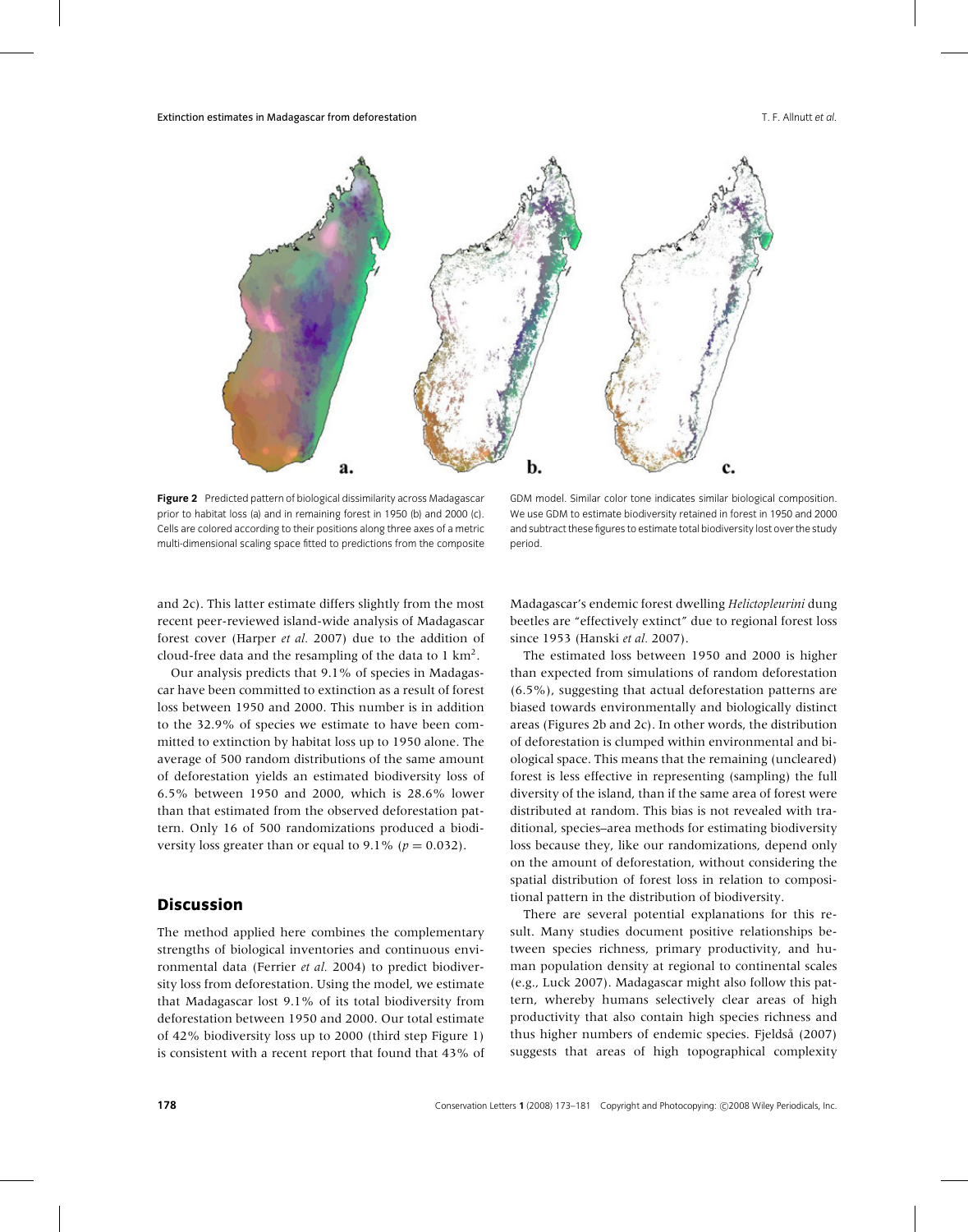**Figure 2** Predicted pattern of biological dissimilarity across Madagascar prior to habitat loss (a) and in remaining forest in 1950 (b) and 2000 (c). Cells are colored according to their positions along three axes of a metric multi-dimensional scaling space fitted to predictions from the composite GDM model. Similar color tone indicates similar biological composition. We use GDM to estimate biodiversity retained in forest in 1950 and 2000 and subtract these figures to estimate total biodiversity lost over the study period.

and 2c). This latter estimate differs slightly from the most recent peer-reviewed island-wide analysis of Madagascar forest cover (Harper *et al.* 2007) due to the addition of cloud-free data and the resampling of the data to 1 km$^2$.

Our analysis predicts that 9.1% of species in Madagascar have been committed to extinction as a result of forest loss between 1950 and 2000. This number is in addition to the 32.9% of species we estimate to have been committed to extinction by habitat loss up to 1950 alone. The average of 500 random distributions of the same amount of deforestation yields an estimated biodiversity loss of 6.5% between 1950 and 2000, which is 28.6% lower than that estimated from the observed deforestation pattern. Only 16 of 500 randomizations produced a biodiversity loss greater than or equal to 9.1% ($p = 0.032$).

## Discussion

The method applied here combines the complementary strengths of biological inventories and continuous environmental data (Ferrier *et al.* 2004) to predict biodiversity loss from deforestation. Using the model, we estimate that Madagascar lost 9.1% of its total biodiversity from deforestation between 1950 and 2000. Our total estimate of 42% biodiversity loss up to 2000 (third step Figure 1) is consistent with a recent report that found that 43% of Madagascar's endemic forest dwelling *Helictopleurini* dung beetles are "effectively extinct" due to regional forest loss since 1953 (Hanski *et al.* 2007).

The estimated loss between 1950 and 2000 is higher than expected from simulations of random deforestation (6.5%), suggesting that actual deforestation patterns are biased towards environmentally and biologically distinct areas (Figures 2b and 2c). In other words, the distribution of deforestation is clumped within environmental and biological space. This means that the remaining (uncleared) forest is less effective in representing (sampling) the full diversity of the island, than if the same area of forest were distributed at random. This bias is not revealed with traditional, species–area methods for estimating biodiversity loss because they, like our randomizations, depend only on the amount of deforestation, without considering the spatial distribution of forest loss in relation to compositional pattern in the distribution of biodiversity.

There are several potential explanations for this result. Many studies document positive relationships between species richness, primary productivity, and human population density at regional to continental scales (e.g., Luck 2007). Madagascar might also follow this pattern, whereby humans selectively clear areas of high productivity that also contain high species richness and thus higher numbers of endemic species. Fjeldså (2007) suggests that areas of high topographical complexity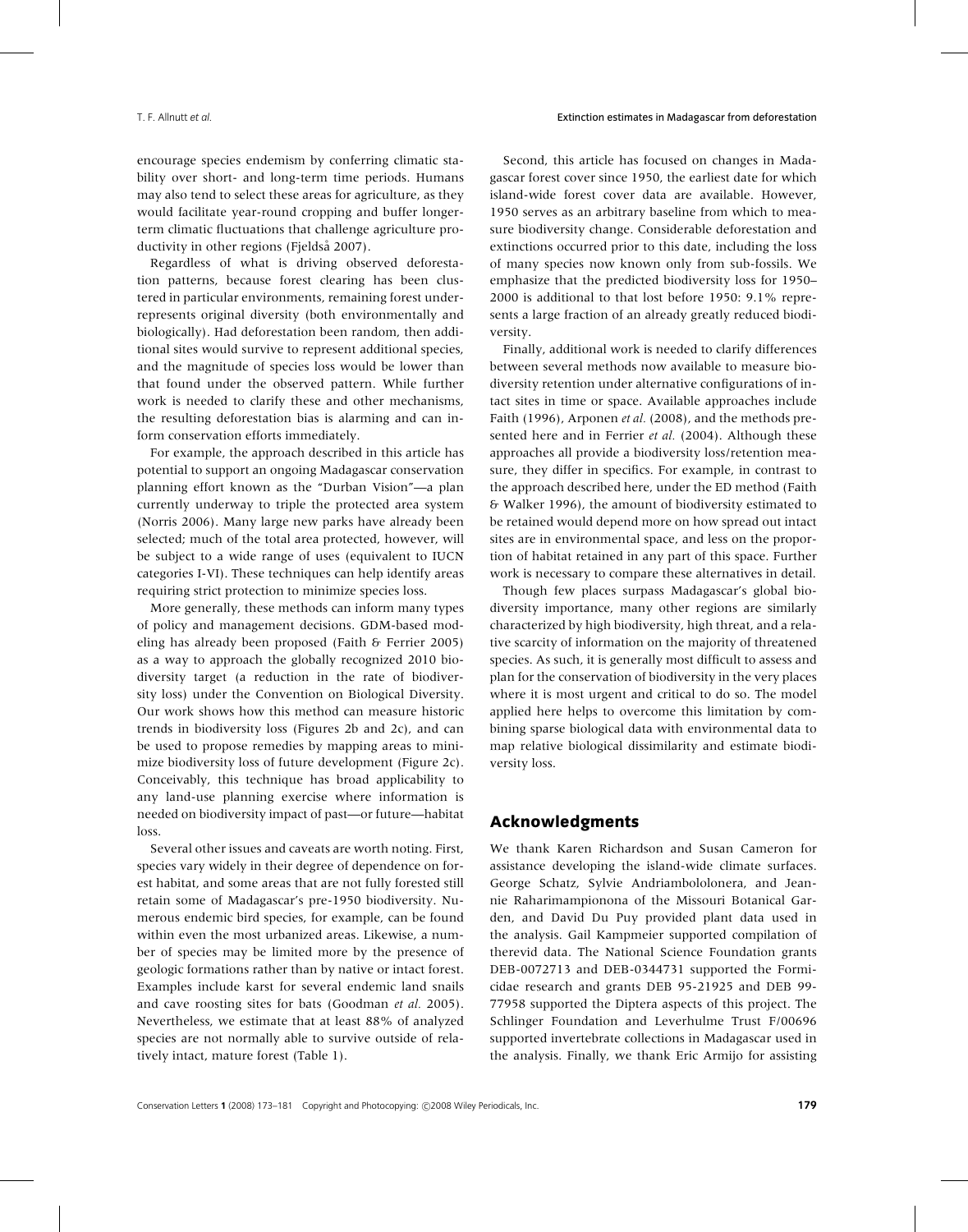encourage species endemism by conferring climatic stability over short- and long-term time periods. Humans may also tend to select these areas for agriculture, as they would facilitate year-round cropping and buffer longer-term climatic fluctuations that challenge agriculture productivity in other regions (Fjeldså 2007).

Regardless of what is driving observed deforestation patterns, because forest clearing has been clustered in particular environments, remaining forest underrepresents original diversity (both environmentally and biologically). Had deforestation been random, then additional sites would survive to represent additional species, and the magnitude of species loss would be lower than that found under the observed pattern. While further work is needed to clarify these and other mechanisms, the resulting deforestation bias is alarming and can inform conservation efforts immediately.

For example, the approach described in this article has potential to support an ongoing Madagascar conservation planning effort known as the "Durban Vision"—a plan currently underway to triple the protected area system (Norris 2006). Many large new parks have already been selected; much of the total area protected, however, will be subject to a wide range of uses (equivalent to IUCN categories I-VI). These techniques can help identify areas requiring strict protection to minimize species loss.

More generally, these methods can inform many types of policy and management decisions. GDM-based modeling has already been proposed (Faith & Ferrier 2005) as a way to approach the globally recognized 2010 biodiversity target (a reduction in the rate of biodiversity loss) under the Convention on Biological Diversity. Our work shows how this method can measure historic trends in biodiversity loss (Figures 2b and 2c), and can be used to propose remedies by mapping areas to minimize biodiversity loss of future development (Figure 2c). Conceivably, this technique has broad applicability to any land-use planning exercise where information is needed on biodiversity impact of past—or future—habitat loss.

Several other issues and caveats are worth noting. First, species vary widely in their degree of dependence on forest habitat, and some areas that are not fully forested still retain some of Madagascar's pre-1950 biodiversity. Numerous endemic bird species, for example, can be found within even the most urbanized areas. Likewise, a number of species may be limited more by the presence of geologic formations rather than by native or intact forest. Examples include karst for several endemic land snails and cave roosting sites for bats (Goodman *et al.* 2005). Nevertheless, we estimate that at least 88% of analyzed species are not normally able to survive outside of relatively intact, mature forest (Table 1).

Second, this article has focused on changes in Madagascar forest cover since 1950, the earliest date for which island-wide forest cover data are available. However, 1950 serves as an arbitrary baseline from which to measure biodiversity change. Considerable deforestation and extinctions occurred prior to this date, including the loss of many species now known only from sub-fossils. We emphasize that the predicted biodiversity loss for 1950–2000 is additional to that lost before 1950: 9.1% represents a large fraction of an already greatly reduced biodiversity.

Finally, additional work is needed to clarify differences between several methods now available to measure biodiversity retention under alternative configurations of intact sites in time or space. Available approaches include Faith (1996), Arponen *et al.* (2008), and the methods presented here and in Ferrier *et al.* (2004). Although these approaches all provide a biodiversity loss/retention measure, they differ in specifics. For example, in contrast to the approach described here, under the ED method (Faith & Walker 1996), the amount of biodiversity estimated to be retained would depend more on how spread out intact sites are in environmental space, and less on the proportion of habitat retained in any part of this space. Further work is necessary to compare these alternatives in detail.

Though few places surpass Madagascar's global biodiversity importance, many other regions are similarly characterized by high biodiversity, high threat, and a relative scarcity of information on the majority of threatened species. As such, it is generally most difficult to assess and plan for the conservation of biodiversity in the very places where it is most urgent and critical to do so. The model applied here helps to overcome this limitation by combining sparse biological data with environmental data to map relative biological dissimilarity and estimate biodiversity loss.

## Acknowledgments

We thank Karen Richardson and Susan Cameron for assistance developing the island-wide climate surfaces. George Schatz, Sylvie Andriambololonera, and Jeannie Raharimampionona of the Missouri Botanical Garden, and David Du Puy provided plant data used in the analysis. Gail Kampmeier supported compilation of therevid data. The National Science Foundation grants DEB-0072713 and DEB-0344731 supported the Formicidae research and grants DEB 95-21925 and DEB 99-77958 supported the Diptera aspects of this project. The Schlinger Foundation and Leverhulme Trust F/00696 supported invertebrate collections in Madagascar used in the analysis. Finally, we thank Eric Armijo for assisting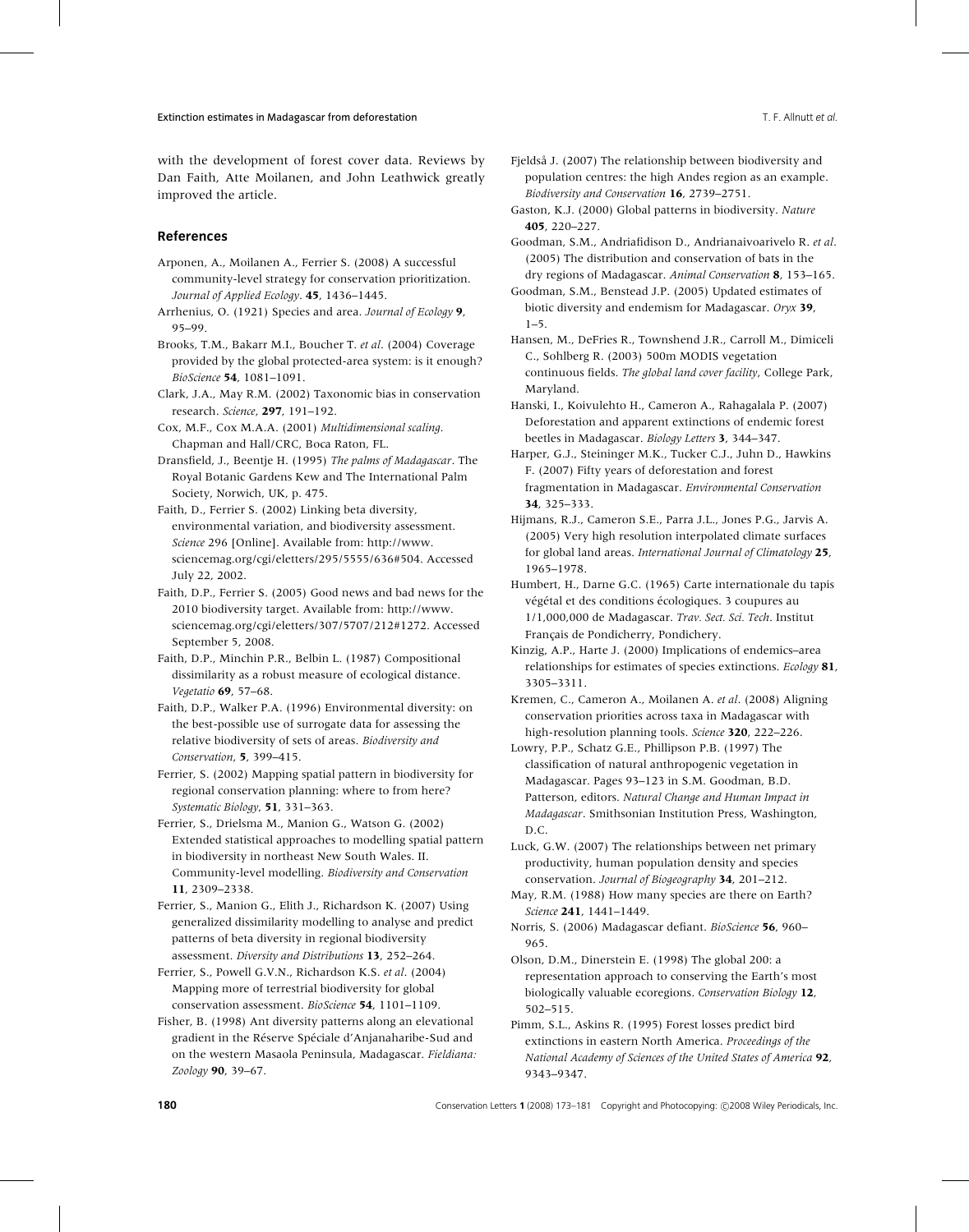with the development of forest cover data. Reviews by Dan Faith, Atte Moilanen, and John Leathwick greatly improved the article.

## References

Arponen, A., Moilanen A., Ferrier S. (2008) A successful community-level strategy for conservation prioritization. *Journal of Applied Ecology*. **45**, 1436–1445.

Arrhenius, O. (1921) Species and area. *Journal of Ecology* **9**, 95–99.

Brooks, T.M., Bakarr M.I., Boucher T. *et al*. (2004) Coverage provided by the global protected-area system: is it enough? *BioScience* **54**, 1081–1091.

Clark, J.A., May R.M. (2002) Taxonomic bias in conservation research. *Science*, **297**, 191–192.

Cox, M.F., Cox M.A.A. (2001) *Multidimensional scaling*. Chapman and Hall/CRC, Boca Raton, FL.

Dransfield, J., Beentje H. (1995) *The palms of Madagascar*. The Royal Botanic Gardens Kew and The International Palm Society, Norwich, UK, p. 475.

Faith, D., Ferrier S. (2002) Linking beta diversity, environmental variation, and biodiversity assessment. *Science* 296 [Online]. Available from: http://www.sciencemag.org/cgi/eletters/295/5555/636#504. Accessed July 22, 2002.

Faith, D.P., Ferrier S. (2005) Good news and bad news for the 2010 biodiversity target. Available from: http://www.sciencemag.org/cgi/eletters/307/5707/212#1272. Accessed September 5, 2008.

Faith, D.P., Minchin P.R., Belbin L. (1987) Compositional dissimilarity as a robust measure of ecological distance. *Vegetatio* **69**, 57–68.

Faith, D.P., Walker P.A. (1996) Environmental diversity: on the best-possible use of surrogate data for assessing the relative biodiversity of sets of areas. *Biodiversity and Conservation*, **5**, 399–415.

Ferrier, S. (2002) Mapping spatial pattern in biodiversity for regional conservation planning: where to from here? *Systematic Biology*, **51**, 331–363.

Ferrier, S., Drielsma M., Manion G., Watson G. (2002) Extended statistical approaches to modelling spatial pattern in biodiversity in northeast New South Wales. II. Community-level modelling. *Biodiversity and Conservation* **11**, 2309–2338.

Ferrier, S., Manion G., Elith J., Richardson K. (2007) Using generalized dissimilarity modelling to analyse and predict patterns of beta diversity in regional biodiversity assessment. *Diversity and Distributions* **13**, 252–264.

Ferrier, S., Powell G.V.N., Richardson K.S. *et al*. (2004) Mapping more of terrestrial biodiversity for global conservation assessment. *BioScience* **54**, 1101–1109.

Fisher, B. (1998) Ant diversity patterns along an elevational gradient in the Réserve Spéciale d'Anjanaharibe-Sud and on the western Masaola Peninsula, Madagascar. *Fieldiana: Zoology* **90**, 39–67.

Fjeldså J. (2007) The relationship between biodiversity and population centres: the high Andes region as an example. *Biodiversity and Conservation* **16**, 2739–2751.

Gaston, K.J. (2000) Global patterns in biodiversity. *Nature* **405**, 220–227.

Goodman, S.M., Andriafidison D., Andrianaivoarivelo R. *et al*. (2005) The distribution and conservation of bats in the dry regions of Madagascar. *Animal Conservation* **8**, 153–165.

Goodman, S.M., Benstead J.P. (2005) Updated estimates of biotic diversity and endemism for Madagascar. *Oryx* **39**, 1–5.

Hansen, M., DeFries R., Townshend J.R., Carroll M., Dimiceli C., Sohlberg R. (2003) 500m MODIS vegetation continuous fields. *The global land cover facility*, College Park, Maryland.

Hanski, I., Koivulehto H., Cameron A., Rahagalala P. (2007) Deforestation and apparent extinctions of endemic forest beetles in Madagascar. *Biology Letters* **3**, 344–347.

Harper, G.J., Steininger M.K., Tucker C.J., Juhn D., Hawkins F. (2007) Fifty years of deforestation and forest fragmentation in Madagascar. *Environmental Conservation* **34**, 325–333.

Hijmans, R.J., Cameron S.E., Parra J.L., Jones P.G., Jarvis A. (2005) Very high resolution interpolated climate surfaces for global land areas. *International Journal of Climatology* **25**, 1965–1978.

Humbert, H., Darne G.C. (1965) Carte internationale du tapis végétal et des conditions écologiques. 3 coupures au 1/1,000,000 de Madagascar. *Trav. Sect. Sci. Tech*. Institut Français de Pondicherry, Pondichery.

Kinzig, A.P., Harte J. (2000) Implications of endemics–area relationships for estimates of species extinctions. *Ecology* **81**, 3305–3311.

Kremen, C., Cameron A., Moilanen A. *et al*. (2008) Aligning conservation priorities across taxa in Madagascar with high-resolution planning tools. *Science* **320**, 222–226.

Lowry, P.P., Schatz G.E., Phillipson P.B. (1997) The classification of natural anthropogenic vegetation in Madagascar. Pages 93–123 in S.M. Goodman, B.D. Patterson, editors. *Natural Change and Human Impact in Madagascar*. Smithsonian Institution Press, Washington, D.C.

Luck, G.W. (2007) The relationships between net primary productivity, human population density and species conservation. *Journal of Biogeography* **34**, 201–212.

May, R.M. (1988) How many species are there on Earth? *Science* **241**, 1441–1449.

Norris, S. (2006) Madagascar defiant. *BioScience* **56**, 960–965.

Olson, D.M., Dinerstein E. (1998) The global 200: a representation approach to conserving the Earth's most biologically valuable ecoregions. *Conservation Biology* **12**, 502–515.

Pimm, S.L., Askins R. (1995) Forest losses predict bird extinctions in eastern North America. *Proceedings of the National Academy of Sciences of the United States of America* **92**, 9343–9347.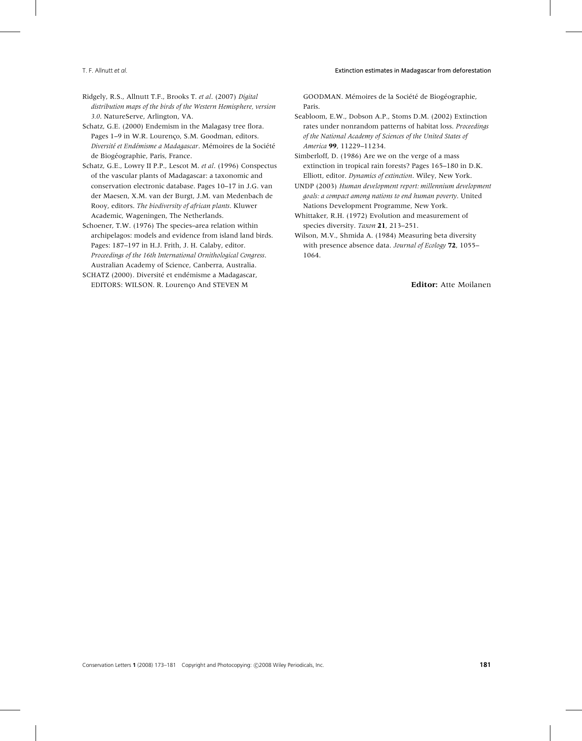Ridgely, R.S., Allnutt T.F., Brooks T. *et al*. (2007) *Digital distribution maps of the birds of the Western Hemisphere, version 3.0*. NatureServe, Arlington, VA.

Schatz, G.E. (2000) Endemism in the Malagasy tree flora. Pages 1–9 in W.R. Lourenço, S.M. Goodman, editors. *Diversité et Endémisme a Madagascar*. Mémoires de la Société de Biogéographie, Paris, France.

Schatz, G.E., Lowry II P.P., Lescot M. *et al*. (1996) Conspectus of the vascular plants of Madagascar: a taxonomic and conservation electronic database. Pages 10–17 in J.G. van der Maesen, X.M. van der Burgt, J.M. van Medenbach de Rooy, editors. *The biodiversity of african plants*. Kluwer Academic, Wageningen, The Netherlands.

Schoener, T.W. (1976) The species–area relation within archipelagos: models and evidence from island land birds. Pages: 187–197 in H.J. Frith, J. H. Calaby, editor. *Proceedings of the 16th International Ornithological Congress*. Australian Academy of Science, Canberra, Australia.

SCHATZ (2000). Diversité et endémisme a Madagascar, EDITORS: WILSON. R. Lourenço And STEVEN M GOODMAN. Mémoires de la Société de Biogéographie, Paris.

Seabloom, E.W., Dobson A.P., Stoms D.M. (2002) Extinction rates under nonrandom patterns of habitat loss. *Proceedings of the National Academy of Sciences of the United States of America* **99**, 11229–11234.

Simberloff, D. (1986) Are we on the verge of a mass extinction in tropical rain forests? Pages 165–180 in D.K. Elliott, editor. *Dynamics of extinction*. Wiley, New York.

UNDP (2003) *Human development report: millennium development goals: a compact among nations to end human poverty*. United Nations Development Programme, New York.

Whittaker, R.H. (1972) Evolution and measurement of species diversity. *Taxon* **21**, 213–251.

Wilson, M.V., Shmida A. (1984) Measuring beta diversity with presence absence data. *Journal of Ecology* **72**, 1055–1064.

**Editor:** Atte Moilanen